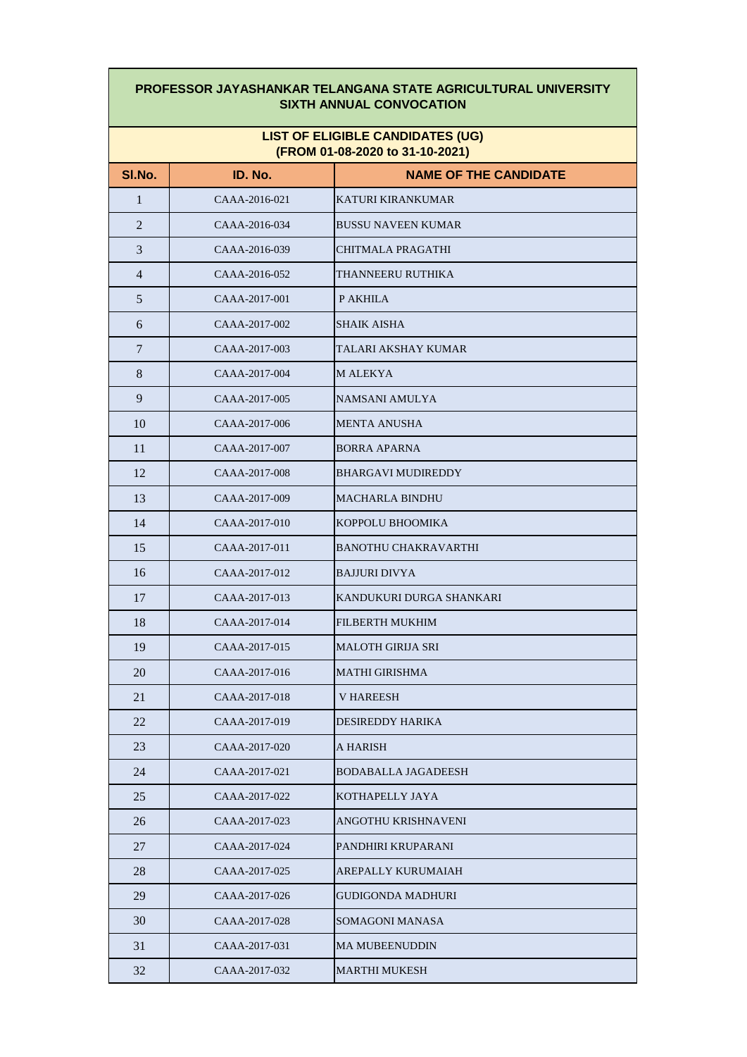# PROFESSOR JAYASHANKAR TELANGANA STATE AGRICULTURAL UNIVERSITY
## SIXTH ANNUAL CONVOCATION

### LIST OF ELIGIBLE CANDIDATES (UG)
### (FROM 01-08-2020 to 31-10-2021)

| Sl.No. | ID. No. | NAME OF THE CANDIDATE |
|---|---|---|
| 1 | CAAA-2016-021 | KATURI KIRANKUMAR |
| 2 | CAAA-2016-034 | BUSSU NAVEEN KUMAR |
| 3 | CAAA-2016-039 | CHITMALA PRAGATHI |
| 4 | CAAA-2016-052 | THANNEERU RUTHIKA |
| 5 | CAAA-2017-001 | P AKHILA |
| 6 | CAAA-2017-002 | SHAIK AISHA |
| 7 | CAAA-2017-003 | TALARI AKSHAY KUMAR |
| 8 | CAAA-2017-004 | M ALEKYA |
| 9 | CAAA-2017-005 | NAMSANI AMULYA |
| 10 | CAAA-2017-006 | MENTA ANUSHA |
| 11 | CAAA-2017-007 | BORRA APARNA |
| 12 | CAAA-2017-008 | BHARGAVI MUDIREDDY |
| 13 | CAAA-2017-009 | MACHARLA BINDHU |
| 14 | CAAA-2017-010 | KOPPOLU BHOOMIKA |
| 15 | CAAA-2017-011 | BANOTHU CHAKRAVARTHI |
| 16 | CAAA-2017-012 | BAJJURI DIVYA |
| 17 | CAAA-2017-013 | KANDUKURI DURGA SHANKARI |
| 18 | CAAA-2017-014 | FILBERTH MUKHIM |
| 19 | CAAA-2017-015 | MALOTH GIRIJA SRI |
| 20 | CAAA-2017-016 | MATHI GIRISHMA |
| 21 | CAAA-2017-018 | V HAREESH |
| 22 | CAAA-2017-019 | DESIREDDY HARIKA |
| 23 | CAAA-2017-020 | A HARISH |
| 24 | CAAA-2017-021 | BODABALLA JAGADEESH |
| 25 | CAAA-2017-022 | KOTHAPELLY JAYA |
| 26 | CAAA-2017-023 | ANGOTHU KRISHNAVENI |
| 27 | CAAA-2017-024 | PANDHIRI KRUPARANI |
| 28 | CAAA-2017-025 | AREPALLY KURUMAIAH |
| 29 | CAAA-2017-026 | GUDIGONDA MADHURI |
| 30 | CAAA-2017-028 | SOMAGONI MANASA |
| 31 | CAAA-2017-031 | MA MUBEENUDDIN |
| 32 | CAAA-2017-032 | MARTHI MUKESH |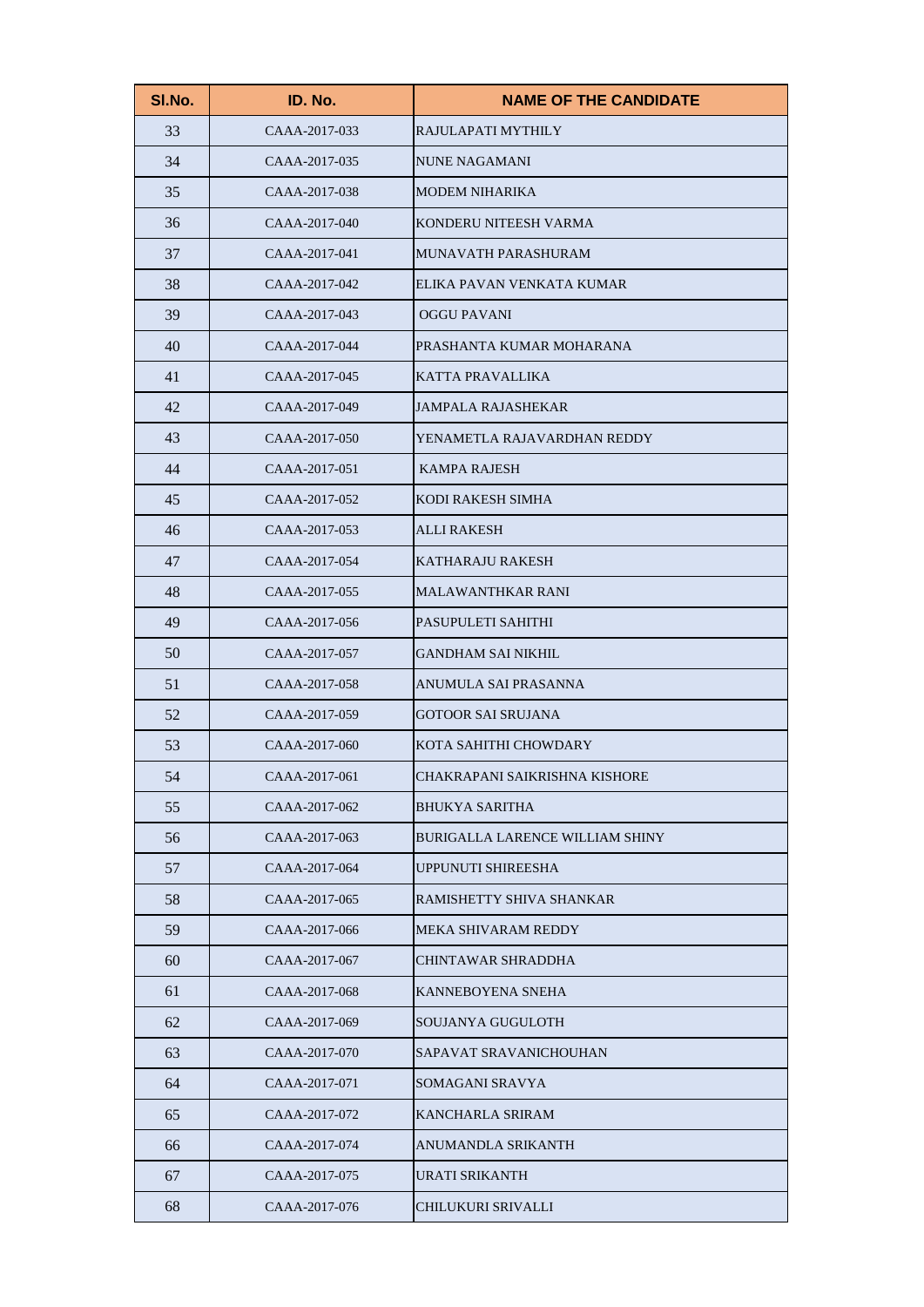| Sl.No. | ID. No. | NAME OF THE CANDIDATE |
|---|---|---|
| 33 | CAAA-2017-033 | RAJULAPATI MYTHILY |
| 34 | CAAA-2017-035 | NUNE NAGAMANI |
| 35 | CAAA-2017-038 | MODEM NIHARIKA |
| 36 | CAAA-2017-040 | KONDERU NITEESH VARMA |
| 37 | CAAA-2017-041 | MUNAVATH PARASHURAM |
| 38 | CAAA-2017-042 | ELIKA PAVAN VENKATA KUMAR |
| 39 | CAAA-2017-043 | OGGU PAVANI |
| 40 | CAAA-2017-044 | PRASHANTA KUMAR MOHARANA |
| 41 | CAAA-2017-045 | KATTA PRAVALLIKA |
| 42 | CAAA-2017-049 | JAMPALA RAJASHEKAR |
| 43 | CAAA-2017-050 | YENAMETLA RAJAVARDHAN REDDY |
| 44 | CAAA-2017-051 | KAMPA RAJESH |
| 45 | CAAA-2017-052 | KODI RAKESH SIMHA |
| 46 | CAAA-2017-053 | ALLI RAKESH |
| 47 | CAAA-2017-054 | KATHARAJU RAKESH |
| 48 | CAAA-2017-055 | MALAWANTHKAR RANI |
| 49 | CAAA-2017-056 | PASUPULETI SAHITHI |
| 50 | CAAA-2017-057 | GANDHAM SAI NIKHIL |
| 51 | CAAA-2017-058 | ANUMULA SAI PRASANNA |
| 52 | CAAA-2017-059 | GOTOOR SAI SRUJANA |
| 53 | CAAA-2017-060 | KOTA SAHITHI CHOWDARY |
| 54 | CAAA-2017-061 | CHAKRAPANI SAIKRISHNA KISHORE |
| 55 | CAAA-2017-062 | BHUKYA SARITHA |
| 56 | CAAA-2017-063 | BURIGALLA LARENCE WILLIAM SHINY |
| 57 | CAAA-2017-064 | UPPUNUTI SHIREESHA |
| 58 | CAAA-2017-065 | RAMISHETTY SHIVA SHANKAR |
| 59 | CAAA-2017-066 | MEKA SHIVARAM REDDY |
| 60 | CAAA-2017-067 | CHINTAWAR SHRADDHA |
| 61 | CAAA-2017-068 | KANNEBOYENA SNEHA |
| 62 | CAAA-2017-069 | SOUJANYA GUGULOTH |
| 63 | CAAA-2017-070 | SAPAVAT SRAVANICHOUHAN |
| 64 | CAAA-2017-071 | SOMAGANI SRAVYA |
| 65 | CAAA-2017-072 | KANCHARLA SRIRAM |
| 66 | CAAA-2017-074 | ANUMANDLA SRIKANTH |
| 67 | CAAA-2017-075 | URATI SRIKANTH |
| 68 | CAAA-2017-076 | CHILUKURI SRIVALLI |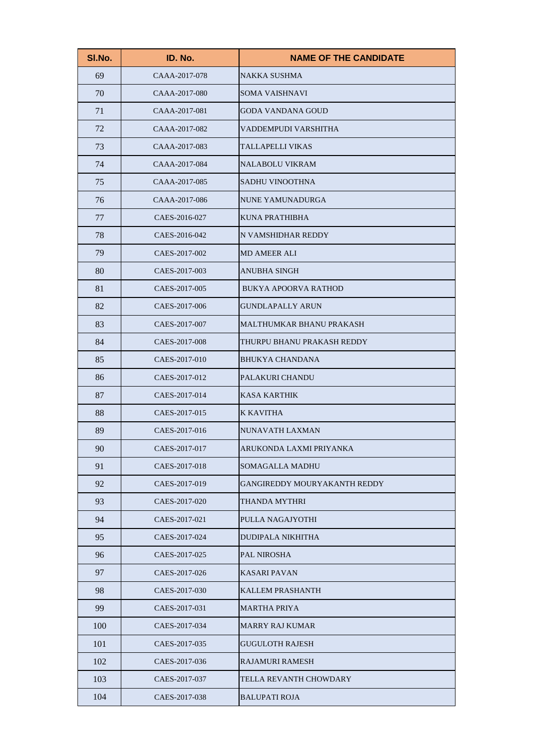| Sl.No. | ID. No. | NAME OF THE CANDIDATE |
|---|---|---|
| 69 | CAAA-2017-078 | NAKKA SUSHMA |
| 70 | CAAA-2017-080 | SOMA VAISHNAVI |
| 71 | CAAA-2017-081 | GODA VANDANA GOUD |
| 72 | CAAA-2017-082 | VADDEMPUDI VARSHITHA |
| 73 | CAAA-2017-083 | TALLAPELLI VIKAS |
| 74 | CAAA-2017-084 | NALABOLU VIKRAM |
| 75 | CAAA-2017-085 | SADHU VINOOTHNA |
| 76 | CAAA-2017-086 | NUNE YAMUNADURGA |
| 77 | CAES-2016-027 | KUNA PRATHIBHA |
| 78 | CAES-2016-042 | N VAMSHIDHAR REDDY |
| 79 | CAES-2017-002 | MD AMEER ALI |
| 80 | CAES-2017-003 | ANUBHA SINGH |
| 81 | CAES-2017-005 | BUKYA APOORVA RATHOD |
| 82 | CAES-2017-006 | GUNDLAPALLY ARUN |
| 83 | CAES-2017-007 | MALTHUMKAR BHANU PRAKASH |
| 84 | CAES-2017-008 | THURPU BHANU PRAKASH REDDY |
| 85 | CAES-2017-010 | BHUKYA CHANDANA |
| 86 | CAES-2017-012 | PALAKURI CHANDU |
| 87 | CAES-2017-014 | KASA KARTHIK |
| 88 | CAES-2017-015 | K KAVITHA |
| 89 | CAES-2017-016 | NUNAVATH LAXMAN |
| 90 | CAES-2017-017 | ARUKONDA LAXMI PRIYANKA |
| 91 | CAES-2017-018 | SOMAGALLA MADHU |
| 92 | CAES-2017-019 | GANGIREDDY MOURYAKANTH REDDY |
| 93 | CAES-2017-020 | THANDA MYTHRI |
| 94 | CAES-2017-021 | PULLA NAGAJYOTHI |
| 95 | CAES-2017-024 | DUDIPALA NIKHITHA |
| 96 | CAES-2017-025 | PAL NIROSHA |
| 97 | CAES-2017-026 | KASARI PAVAN |
| 98 | CAES-2017-030 | KALLEM PRASHANTH |
| 99 | CAES-2017-031 | MARTHA PRIYA |
| 100 | CAES-2017-034 | MARRY RAJ KUMAR |
| 101 | CAES-2017-035 | GUGULOTH RAJESH |
| 102 | CAES-2017-036 | RAJAMURI RAMESH |
| 103 | CAES-2017-037 | TELLA REVANTH CHOWDARY |
| 104 | CAES-2017-038 | BALUPATI ROJA |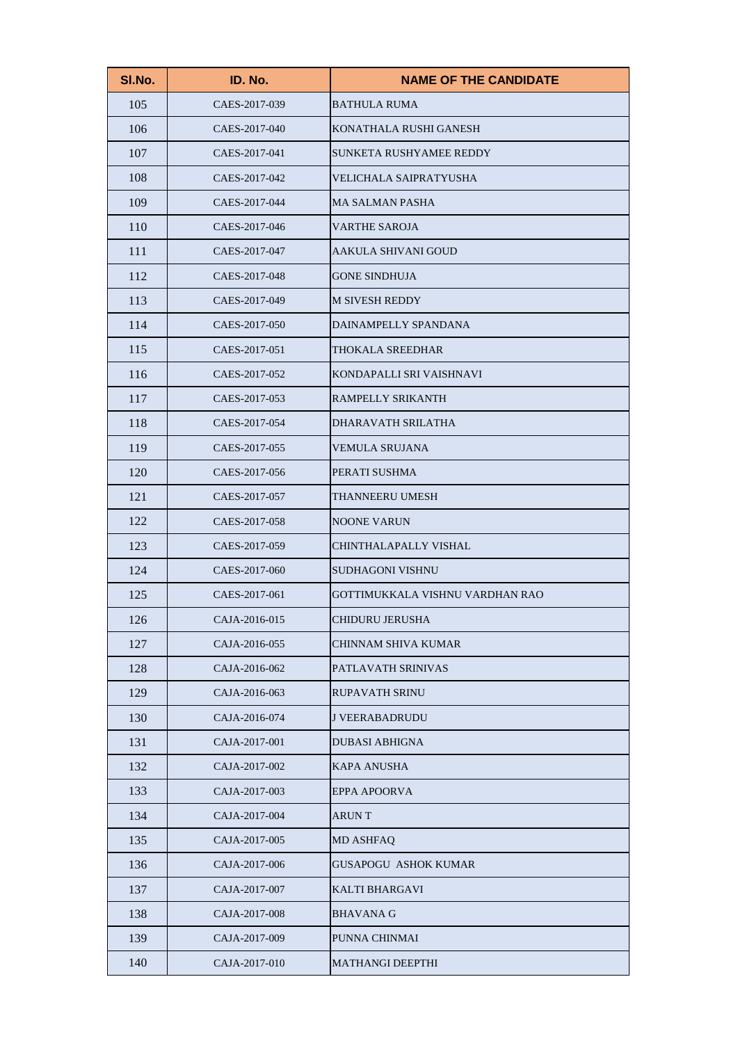| Sl.No. | ID. No. | NAME OF THE CANDIDATE |
| --- | --- | --- |
| 105 | CAES-2017-039 | BATHULA RUMA |
| 106 | CAES-2017-040 | KONATHALA RUSHI GANESH |
| 107 | CAES-2017-041 | SUNKETA RUSHYAMEE REDDY |
| 108 | CAES-2017-042 | VELICHALA SAIPRATYUSHA |
| 109 | CAES-2017-044 | MA SALMAN PASHA |
| 110 | CAES-2017-046 | VARTHE SAROJA |
| 111 | CAES-2017-047 | AAKULA SHIVANI GOUD |
| 112 | CAES-2017-048 | GONE SINDHUJA |
| 113 | CAES-2017-049 | M SIVESH REDDY |
| 114 | CAES-2017-050 | DAINAMPELLY SPANDANA |
| 115 | CAES-2017-051 | THOKALA SREEDHAR |
| 116 | CAES-2017-052 | KONDAPALLI SRI VAISHNAVI |
| 117 | CAES-2017-053 | RAMPELLY SRIKANTH |
| 118 | CAES-2017-054 | DHARAVATH SRILATHA |
| 119 | CAES-2017-055 | VEMULA SRUJANA |
| 120 | CAES-2017-056 | PERATI SUSHMA |
| 121 | CAES-2017-057 | THANNEERU UMESH |
| 122 | CAES-2017-058 | NOONE VARUN |
| 123 | CAES-2017-059 | CHINTHALAPALLY VISHAL |
| 124 | CAES-2017-060 | SUDHAGONI VISHNU |
| 125 | CAES-2017-061 | GOTTIMUKKALA VISHNU VARDHAN RAO |
| 126 | CAJA-2016-015 | CHIDURU JERUSHA |
| 127 | CAJA-2016-055 | CHINNAM SHIVA KUMAR |
| 128 | CAJA-2016-062 | PATLAVATH SRINIVAS |
| 129 | CAJA-2016-063 | RUPAVATH SRINU |
| 130 | CAJA-2016-074 | J VEERABADRUDU |
| 131 | CAJA-2017-001 | DUBASI ABHIGNA |
| 132 | CAJA-2017-002 | KAPA ANUSHA |
| 133 | CAJA-2017-003 | EPPA APOORVA |
| 134 | CAJA-2017-004 | ARUN T |
| 135 | CAJA-2017-005 | MD ASHFAQ |
| 136 | CAJA-2017-006 | GUSAPOGU ASHOK KUMAR |
| 137 | CAJA-2017-007 | KALTI BHARGAVI |
| 138 | CAJA-2017-008 | BHAVANA G |
| 139 | CAJA-2017-009 | PUNNA CHINMAI |
| 140 | CAJA-2017-010 | MATHANGI DEEPTHI |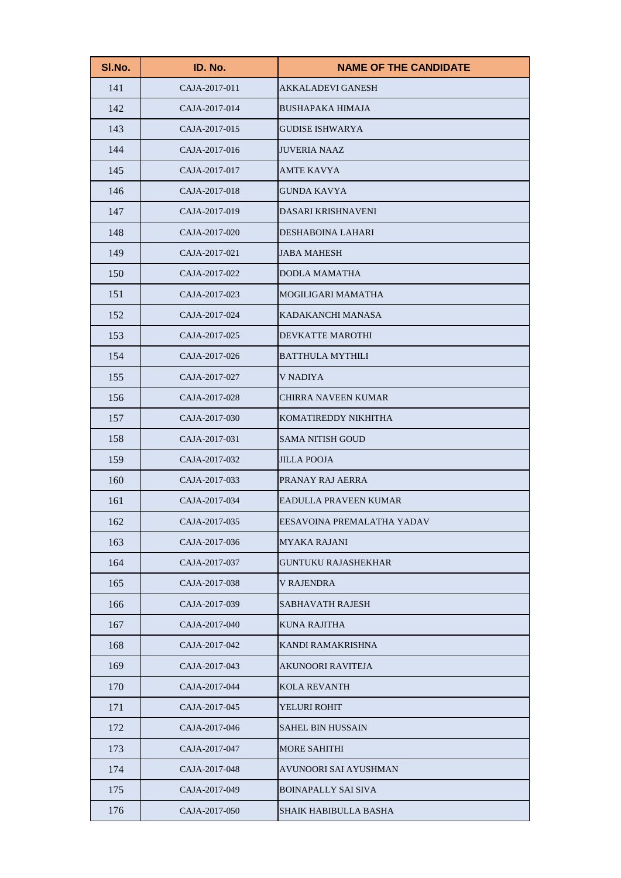| Sl.No. | ID. No. | NAME OF THE CANDIDATE |
|---|---|---|
| 141 | CAJA-2017-011 | AKKALADEVI GANESH |
| 142 | CAJA-2017-014 | BUSHAPAKA HIMAJA |
| 143 | CAJA-2017-015 | GUDISE ISHWARYA |
| 144 | CAJA-2017-016 | JUVERIA NAAZ |
| 145 | CAJA-2017-017 | AMTE KAVYA |
| 146 | CAJA-2017-018 | GUNDA KAVYA |
| 147 | CAJA-2017-019 | DASARI KRISHNAVENI |
| 148 | CAJA-2017-020 | DESHABOINA LAHARI |
| 149 | CAJA-2017-021 | JABA MAHESH |
| 150 | CAJA-2017-022 | DODLA MAMATHA |
| 151 | CAJA-2017-023 | MOGILIGARI MAMATHA |
| 152 | CAJA-2017-024 | KADAKANCHI MANASA |
| 153 | CAJA-2017-025 | DEVKATTE MAROTHI |
| 154 | CAJA-2017-026 | BATTHULA MYTHILI |
| 155 | CAJA-2017-027 | V NADIYA |
| 156 | CAJA-2017-028 | CHIRRA NAVEEN KUMAR |
| 157 | CAJA-2017-030 | KOMATIREDDY NIKHITHA |
| 158 | CAJA-2017-031 | SAMA NITISH GOUD |
| 159 | CAJA-2017-032 | JILLA POOJA |
| 160 | CAJA-2017-033 | PRANAY RAJ AERRA |
| 161 | CAJA-2017-034 | EADULLA PRAVEEN KUMAR |
| 162 | CAJA-2017-035 | EESAVOINA PREMALATHA YADAV |
| 163 | CAJA-2017-036 | MYAKA RAJANI |
| 164 | CAJA-2017-037 | GUNTUKU RAJASHEKHAR |
| 165 | CAJA-2017-038 | V RAJENDRA |
| 166 | CAJA-2017-039 | SABHAVATH RAJESH |
| 167 | CAJA-2017-040 | KUNA RAJITHA |
| 168 | CAJA-2017-042 | KANDI RAMAKRISHNA |
| 169 | CAJA-2017-043 | AKUNOORI RAVITEJA |
| 170 | CAJA-2017-044 | KOLA REVANTH |
| 171 | CAJA-2017-045 | YELURI ROHIT |
| 172 | CAJA-2017-046 | SAHEL BIN HUSSAIN |
| 173 | CAJA-2017-047 | MORE SAHITHI |
| 174 | CAJA-2017-048 | AVUNOORI SAI AYUSHMAN |
| 175 | CAJA-2017-049 | BOINAPALLY SAI SIVA |
| 176 | CAJA-2017-050 | SHAIK HABIBULLA BASHA |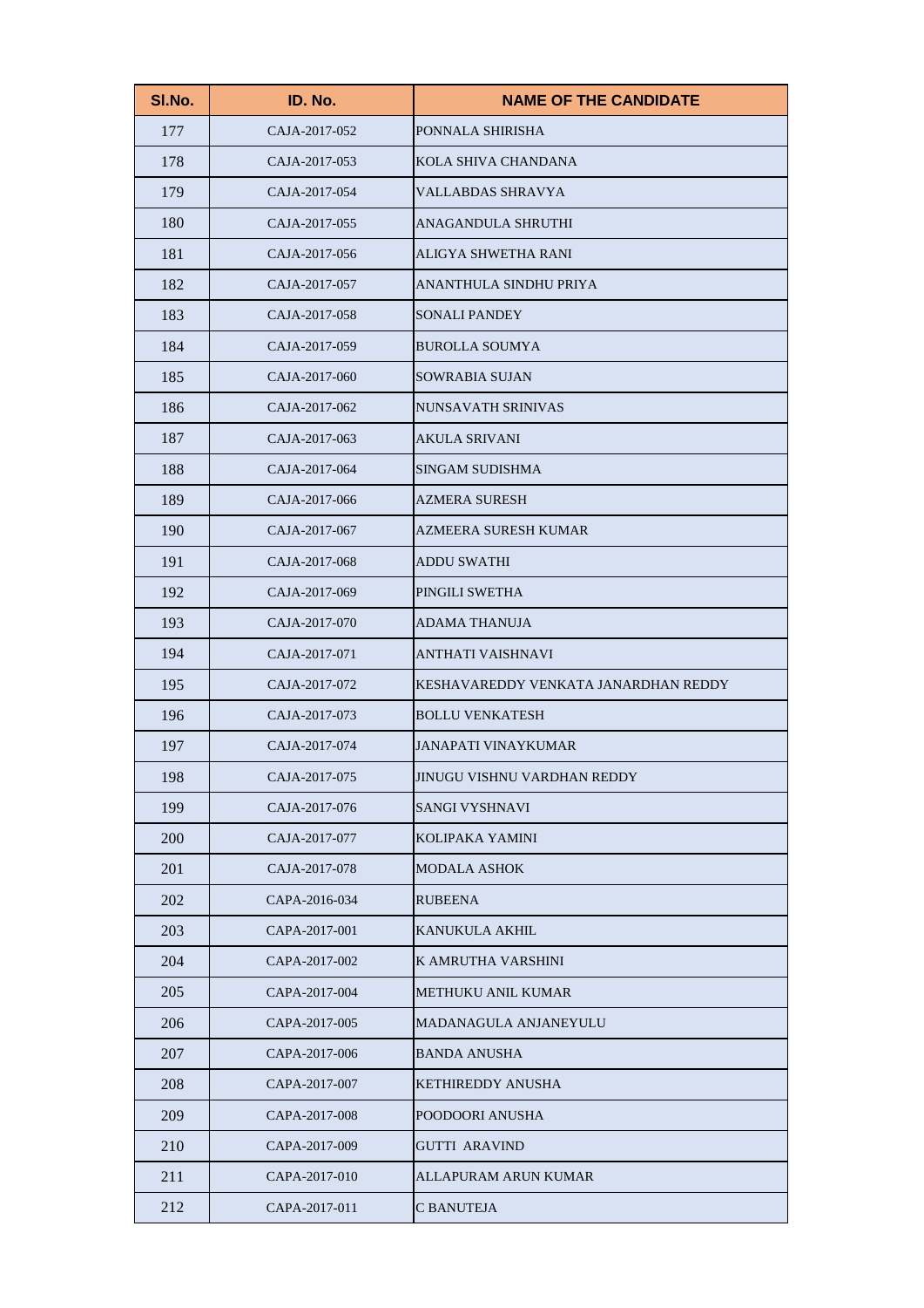| Sl.No. | ID. No. | NAME OF THE CANDIDATE |
|---|---|---|
| 177 | CAJA-2017-052 | PONNALA SHIRISHA |
| 178 | CAJA-2017-053 | KOLA SHIVA CHANDANA |
| 179 | CAJA-2017-054 | VALLABDAS SHRAVYA |
| 180 | CAJA-2017-055 | ANAGANDULA SHRUTHI |
| 181 | CAJA-2017-056 | ALIGYA SHWETHA RANI |
| 182 | CAJA-2017-057 | ANANTHULA SINDHU PRIYA |
| 183 | CAJA-2017-058 | SONALI PANDEY |
| 184 | CAJA-2017-059 | BUROLLA SOUMYA |
| 185 | CAJA-2017-060 | SOWRABIA SUJAN |
| 186 | CAJA-2017-062 | NUNSAVATH SRINIVAS |
| 187 | CAJA-2017-063 | AKULA SRIVANI |
| 188 | CAJA-2017-064 | SINGAM SUDISHMA |
| 189 | CAJA-2017-066 | AZMERA SURESH |
| 190 | CAJA-2017-067 | AZMEERA SURESH KUMAR |
| 191 | CAJA-2017-068 | ADDU SWATHI |
| 192 | CAJA-2017-069 | PINGILI SWETHA |
| 193 | CAJA-2017-070 | ADAMA THANUJA |
| 194 | CAJA-2017-071 | ANTHATI VAISHNAVI |
| 195 | CAJA-2017-072 | KESHAVAREDDY VENKATA JANARDHAN REDDY |
| 196 | CAJA-2017-073 | BOLLU VENKATESH |
| 197 | CAJA-2017-074 | JANAPATI VINAYKUMAR |
| 198 | CAJA-2017-075 | JINUGU VISHNU VARDHAN REDDY |
| 199 | CAJA-2017-076 | SANGI VYSHNAVI |
| 200 | CAJA-2017-077 | KOLIPAKA YAMINI |
| 201 | CAJA-2017-078 | MODALA ASHOK |
| 202 | CAPA-2016-034 | RUBEENA |
| 203 | CAPA-2017-001 | KANUKULA AKHIL |
| 204 | CAPA-2017-002 | K AMRUTHA VARSHINI |
| 205 | CAPA-2017-004 | METHUKU ANIL KUMAR |
| 206 | CAPA-2017-005 | MADANAGULA ANJANEYULU |
| 207 | CAPA-2017-006 | BANDA ANUSHA |
| 208 | CAPA-2017-007 | KETHIREDDY ANUSHA |
| 209 | CAPA-2017-008 | POODOORI ANUSHA |
| 210 | CAPA-2017-009 | GUTTI ARAVIND |
| 211 | CAPA-2017-010 | ALLAPURAM ARUN KUMAR |
| 212 | CAPA-2017-011 | C BANUTEJA |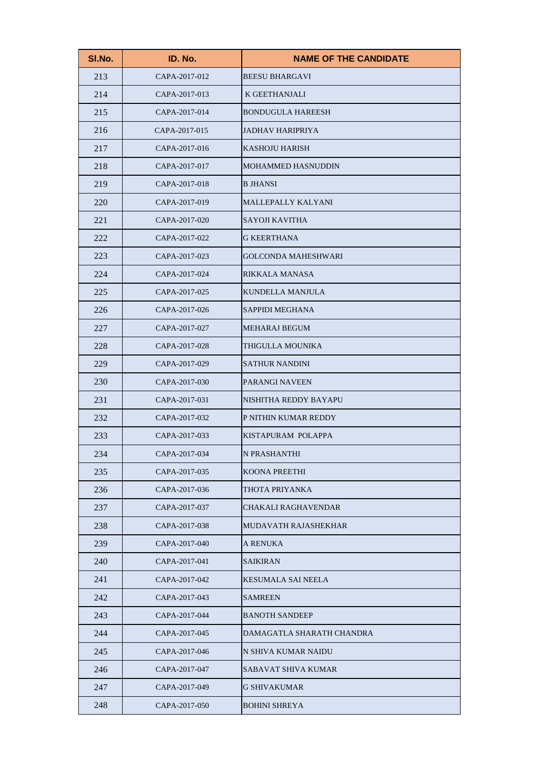| Sl.No. | ID. No. | NAME OF THE CANDIDATE |
|---|---|---|
| 213 | CAPA-2017-012 | BEESU BHARGAVI |
| 214 | CAPA-2017-013 | K GEETHANJALI |
| 215 | CAPA-2017-014 | BONDUGULA HAREESH |
| 216 | CAPA-2017-015 | JADHAV HARIPRIYA |
| 217 | CAPA-2017-016 | KASHOJU HARISH |
| 218 | CAPA-2017-017 | MOHAMMED HASNUDDIN |
| 219 | CAPA-2017-018 | B JHANSI |
| 220 | CAPA-2017-019 | MALLEPALLY KALYANI |
| 221 | CAPA-2017-020 | SAYOJI KAVITHA |
| 222 | CAPA-2017-022 | G KEERTHANA |
| 223 | CAPA-2017-023 | GOLCONDA MAHESHWARI |
| 224 | CAPA-2017-024 | RIKKALA MANASA |
| 225 | CAPA-2017-025 | KUNDELLA MANJULA |
| 226 | CAPA-2017-026 | SAPPIDI MEGHANA |
| 227 | CAPA-2017-027 | MEHARAJ BEGUM |
| 228 | CAPA-2017-028 | THIGULLA MOUNIKA |
| 229 | CAPA-2017-029 | SATHUR NANDINI |
| 230 | CAPA-2017-030 | PARANGI NAVEEN |
| 231 | CAPA-2017-031 | NISHITHA REDDY BAYAPU |
| 232 | CAPA-2017-032 | P NITHIN KUMAR REDDY |
| 233 | CAPA-2017-033 | KISTAPURAM POLAPPA |
| 234 | CAPA-2017-034 | N PRASHANTHI |
| 235 | CAPA-2017-035 | KOONA PREETHI |
| 236 | CAPA-2017-036 | THOTA PRIYANKA |
| 237 | CAPA-2017-037 | CHAKALI RAGHAVENDAR |
| 238 | CAPA-2017-038 | MUDAVATH RAJASHEKHAR |
| 239 | CAPA-2017-040 | A RENUKA |
| 240 | CAPA-2017-041 | SAIKIRAN |
| 241 | CAPA-2017-042 | KESUMALA SAI NEELA |
| 242 | CAPA-2017-043 | SAMREEN |
| 243 | CAPA-2017-044 | BANOTH SANDEEP |
| 244 | CAPA-2017-045 | DAMAGATLA SHARATH CHANDRA |
| 245 | CAPA-2017-046 | N SHIVA KUMAR NAIDU |
| 246 | CAPA-2017-047 | SABAVAT SHIVA KUMAR |
| 247 | CAPA-2017-049 | G SHIVAKUMAR |
| 248 | CAPA-2017-050 | BOHINI SHREYA |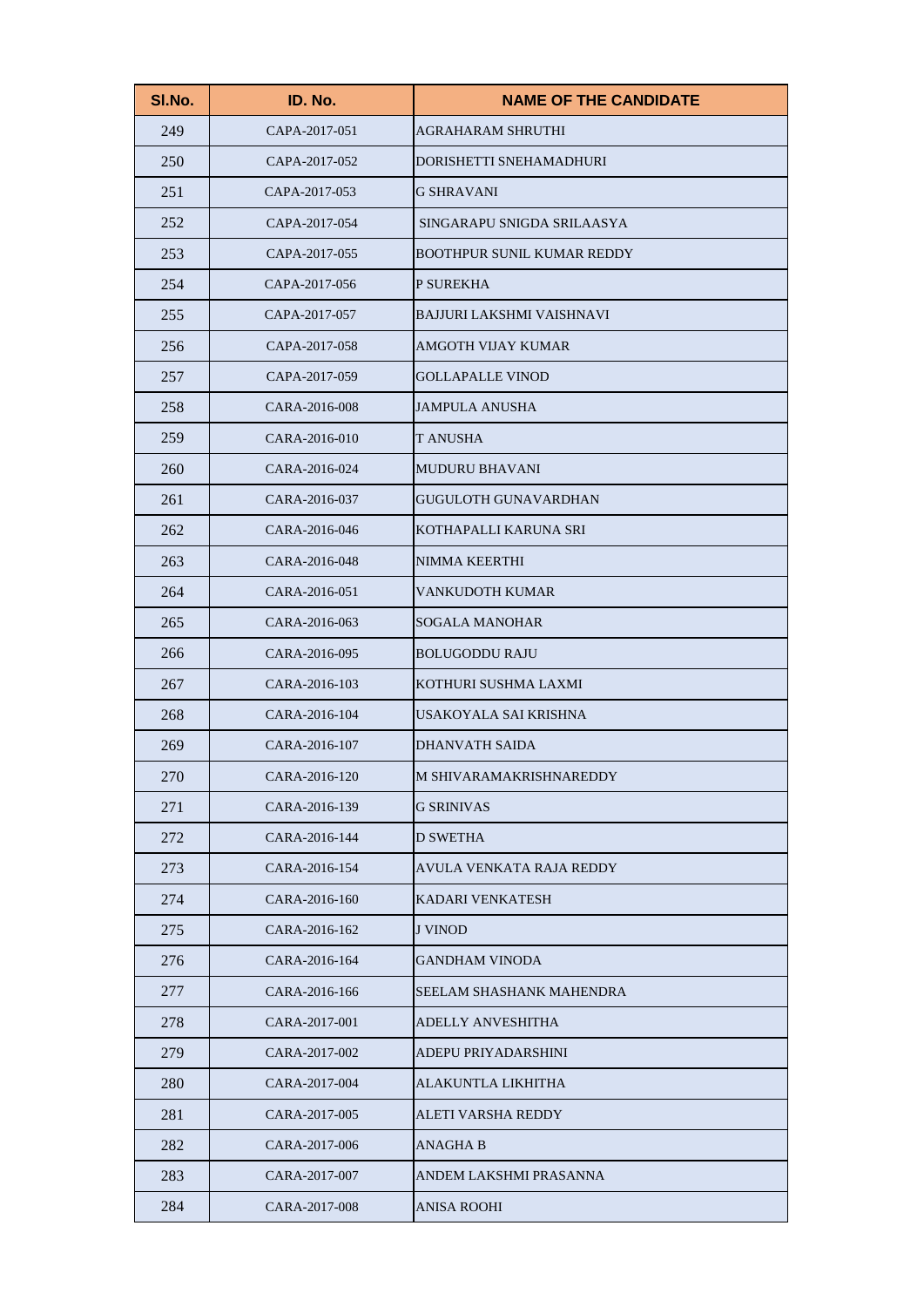| Sl.No. | ID. No. | NAME OF THE CANDIDATE |
|---|---|---|
| 249 | CAPA-2017-051 | AGRAHARAM SHRUTHI |
| 250 | CAPA-2017-052 | DORISHETTI SNEHAMADHURI |
| 251 | CAPA-2017-053 | G SHRAVANI |
| 252 | CAPA-2017-054 | SINGARAPU SNIGDA SRILAASYA |
| 253 | CAPA-2017-055 | BOOTHPUR SUNIL KUMAR REDDY |
| 254 | CAPA-2017-056 | P SUREKHA |
| 255 | CAPA-2017-057 | BAJJURI LAKSHMI VAISHNAVI |
| 256 | CAPA-2017-058 | AMGOTH VIJAY KUMAR |
| 257 | CAPA-2017-059 | GOLLAPALLE VINOD |
| 258 | CARA-2016-008 | JAMPULA ANUSHA |
| 259 | CARA-2016-010 | T ANUSHA |
| 260 | CARA-2016-024 | MUDURU BHAVANI |
| 261 | CARA-2016-037 | GUGULOTH GUNAVARDHAN |
| 262 | CARA-2016-046 | KOTHAPALLI KARUNA SRI |
| 263 | CARA-2016-048 | NIMMA KEERTHI |
| 264 | CARA-2016-051 | VANKUDOTH KUMAR |
| 265 | CARA-2016-063 | SOGALA MANOHAR |
| 266 | CARA-2016-095 | BOLUGODDU RAJU |
| 267 | CARA-2016-103 | KOTHURI SUSHMA LAXMI |
| 268 | CARA-2016-104 | USAKOYALA SAI KRISHNA |
| 269 | CARA-2016-107 | DHANVATH SAIDA |
| 270 | CARA-2016-120 | M SHIVARAMAKRISHNAREDDY |
| 271 | CARA-2016-139 | G SRINIVAS |
| 272 | CARA-2016-144 | D SWETHA |
| 273 | CARA-2016-154 | AVULA VENKATA RAJA REDDY |
| 274 | CARA-2016-160 | KADARI VENKATESH |
| 275 | CARA-2016-162 | J VINOD |
| 276 | CARA-2016-164 | GANDHAM VINODA |
| 277 | CARA-2016-166 | SEELAM SHASHANK MAHENDRA |
| 278 | CARA-2017-001 | ADELLY ANVESHITHA |
| 279 | CARA-2017-002 | ADEPU PRIYADARSHINI |
| 280 | CARA-2017-004 | ALAKUNTLA LIKHITHA |
| 281 | CARA-2017-005 | ALETI VARSHA REDDY |
| 282 | CARA-2017-006 | ANAGHA B |
| 283 | CARA-2017-007 | ANDEM LAKSHMI PRASANNA |
| 284 | CARA-2017-008 | ANISA ROOHI |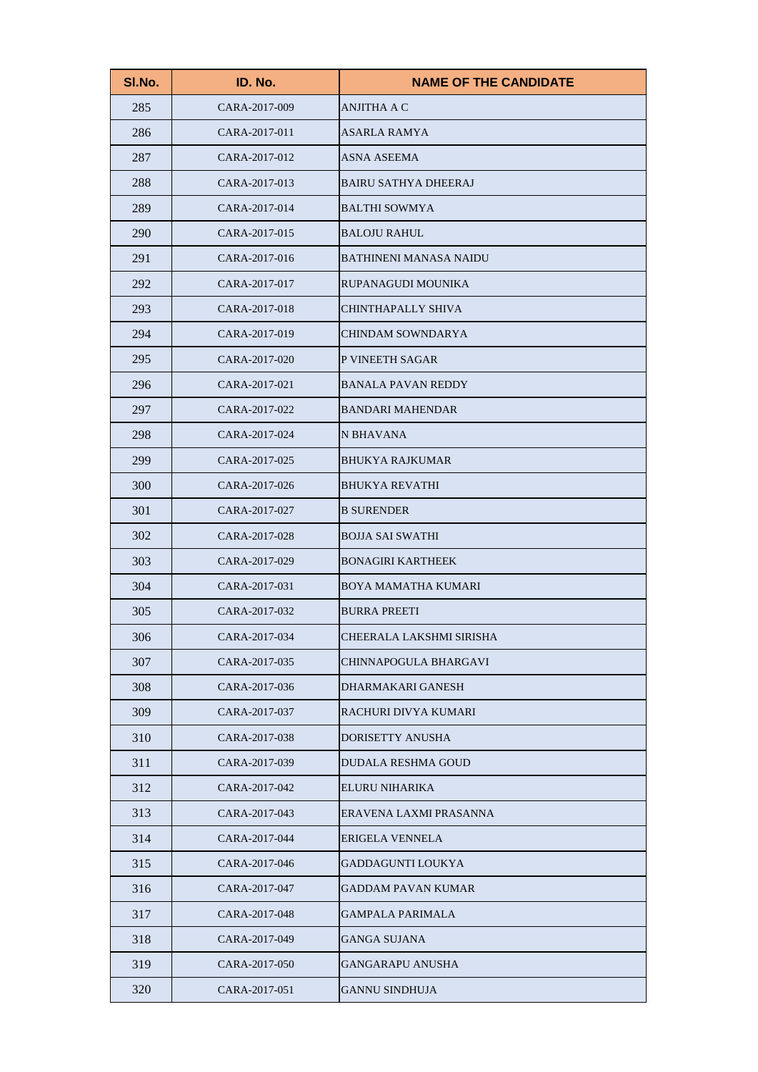| Sl.No. | ID. No. | NAME OF THE CANDIDATE |
|---|---|---|
| 285 | CARA-2017-009 | ANJITHA A C |
| 286 | CARA-2017-011 | ASARLA RAMYA |
| 287 | CARA-2017-012 | ASNA ASEEMA |
| 288 | CARA-2017-013 | BAIRU SATHYA DHEERAJ |
| 289 | CARA-2017-014 | BALTHI SOWMYA |
| 290 | CARA-2017-015 | BALOJU RAHUL |
| 291 | CARA-2017-016 | BATHINENI MANASA NAIDU |
| 292 | CARA-2017-017 | RUPANAGUDI MOUNIKA |
| 293 | CARA-2017-018 | CHINTHAPALLY SHIVA |
| 294 | CARA-2017-019 | CHINDAM SOWNDARYA |
| 295 | CARA-2017-020 | P VINEETH SAGAR |
| 296 | CARA-2017-021 | BANALA PAVAN REDDY |
| 297 | CARA-2017-022 | BANDARI MAHENDAR |
| 298 | CARA-2017-024 | N BHAVANA |
| 299 | CARA-2017-025 | BHUKYA RAJKUMAR |
| 300 | CARA-2017-026 | BHUKYA REVATHI |
| 301 | CARA-2017-027 | B SURENDER |
| 302 | CARA-2017-028 | BOJJA SAI SWATHI |
| 303 | CARA-2017-029 | BONAGIRI KARTHEEK |
| 304 | CARA-2017-031 | BOYA MAMATHA KUMARI |
| 305 | CARA-2017-032 | BURRA PREETI |
| 306 | CARA-2017-034 | CHEERALA LAKSHMI SIRISHA |
| 307 | CARA-2017-035 | CHINNAPOGULA BHARGAVI |
| 308 | CARA-2017-036 | DHARMAKARI GANESH |
| 309 | CARA-2017-037 | RACHURI DIVYA KUMARI |
| 310 | CARA-2017-038 | DORISETTY ANUSHA |
| 311 | CARA-2017-039 | DUDALA RESHMA GOUD |
| 312 | CARA-2017-042 | ELURU NIHARIKA |
| 313 | CARA-2017-043 | ERAVENA LAXMI PRASANNA |
| 314 | CARA-2017-044 | ERIGELA VENNELA |
| 315 | CARA-2017-046 | GADDAGUNTI LOUKYA |
| 316 | CARA-2017-047 | GADDAM PAVAN KUMAR |
| 317 | CARA-2017-048 | GAMPALA PARIMALA |
| 318 | CARA-2017-049 | GANGA SUJANA |
| 319 | CARA-2017-050 | GANGARAPU ANUSHA |
| 320 | CARA-2017-051 | GANNU SINDHUJA |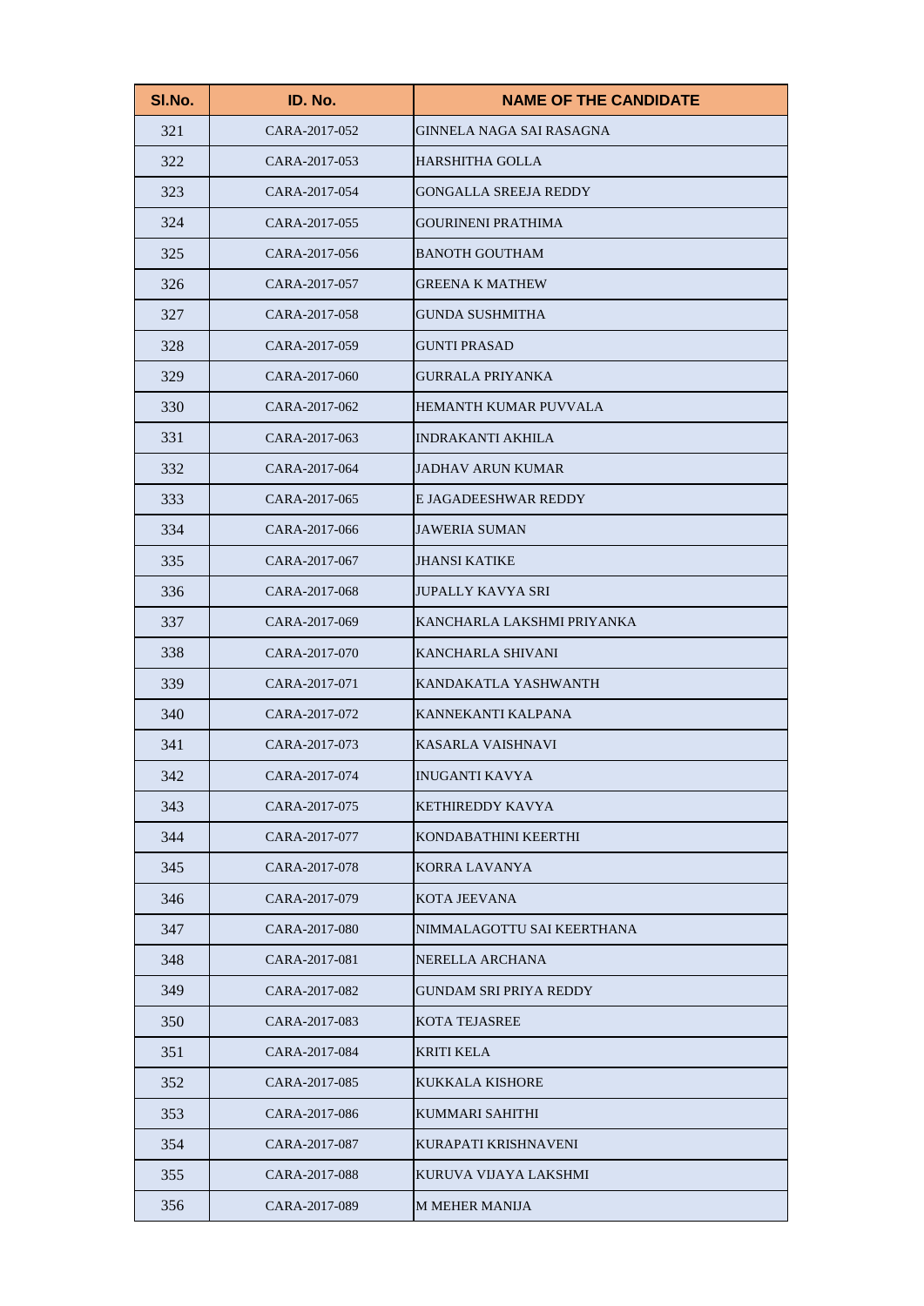| Sl.No. | ID. No. | NAME OF THE CANDIDATE |
|---|---|---|
| 321 | CARA-2017-052 | GINNELA NAGA SAI RASAGNA |
| 322 | CARA-2017-053 | HARSHITHA GOLLA |
| 323 | CARA-2017-054 | GONGALLA SREEJA REDDY |
| 324 | CARA-2017-055 | GOURINENI PRATHIMA |
| 325 | CARA-2017-056 | BANOTH GOUTHAM |
| 326 | CARA-2017-057 | GREENA K MATHEW |
| 327 | CARA-2017-058 | GUNDA SUSHMITHA |
| 328 | CARA-2017-059 | GUNTI PRASAD |
| 329 | CARA-2017-060 | GURRALA PRIYANKA |
| 330 | CARA-2017-062 | HEMANTH KUMAR PUVVALA |
| 331 | CARA-2017-063 | INDRAKANTI AKHILA |
| 332 | CARA-2017-064 | JADHAV ARUN KUMAR |
| 333 | CARA-2017-065 | E JAGADEESHWAR REDDY |
| 334 | CARA-2017-066 | JAWERIA SUMAN |
| 335 | CARA-2017-067 | JHANSI KATIKE |
| 336 | CARA-2017-068 | JUPALLY KAVYA SRI |
| 337 | CARA-2017-069 | KANCHARLA LAKSHMI PRIYANKA |
| 338 | CARA-2017-070 | KANCHARLA SHIVANI |
| 339 | CARA-2017-071 | KANDAKATLA YASHWANTH |
| 340 | CARA-2017-072 | KANNEKANTI KALPANA |
| 341 | CARA-2017-073 | KASARLA VAISHNAVI |
| 342 | CARA-2017-074 | INUGANTI KAVYA |
| 343 | CARA-2017-075 | KETHIREDDY KAVYA |
| 344 | CARA-2017-077 | KONDABATHINI KEERTHI |
| 345 | CARA-2017-078 | KORRA LAVANYA |
| 346 | CARA-2017-079 | KOTA JEEVANA |
| 347 | CARA-2017-080 | NIMMALAGOTTU SAI KEERTHANA |
| 348 | CARA-2017-081 | NERELLA ARCHANA |
| 349 | CARA-2017-082 | GUNDAM SRI PRIYA REDDY |
| 350 | CARA-2017-083 | KOTA TEJASREE |
| 351 | CARA-2017-084 | KRITI KELA |
| 352 | CARA-2017-085 | KUKKALA KISHORE |
| 353 | CARA-2017-086 | KUMMARI SAHITHI |
| 354 | CARA-2017-087 | KURAPATI KRISHNAVENI |
| 355 | CARA-2017-088 | KURUVA VIJAYA LAKSHMI |
| 356 | CARA-2017-089 | M MEHER MANIJA |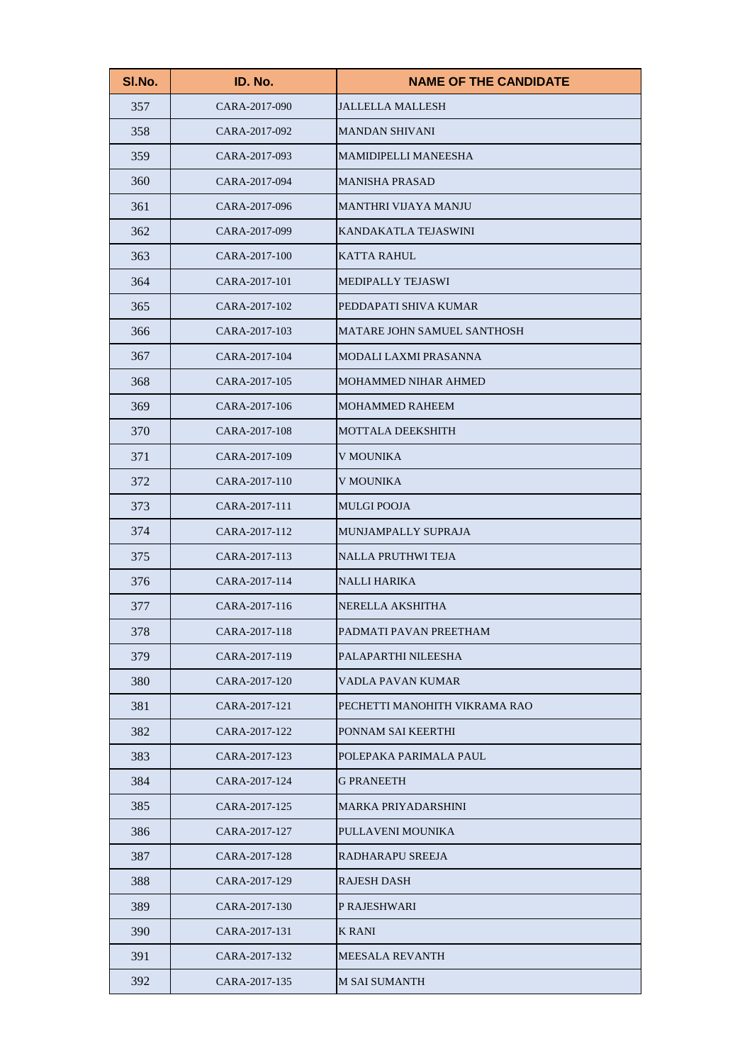| Sl.No. | ID. No. | NAME OF THE CANDIDATE |
|---|---|---|
| 357 | CARA-2017-090 | JALLELLA MALLESH |
| 358 | CARA-2017-092 | MANDAN SHIVANI |
| 359 | CARA-2017-093 | MAMIDIPELLI MANEESHA |
| 360 | CARA-2017-094 | MANISHA PRASAD |
| 361 | CARA-2017-096 | MANTHRI VIJAYA MANJU |
| 362 | CARA-2017-099 | KANDAKATLA TEJASWINI |
| 363 | CARA-2017-100 | KATTA RAHUL |
| 364 | CARA-2017-101 | MEDIPALLY TEJASWI |
| 365 | CARA-2017-102 | PEDDAPATI SHIVA KUMAR |
| 366 | CARA-2017-103 | MATARE JOHN SAMUEL SANTHOSH |
| 367 | CARA-2017-104 | MODALI LAXMI PRASANNA |
| 368 | CARA-2017-105 | MOHAMMED NIHAR AHMED |
| 369 | CARA-2017-106 | MOHAMMED RAHEEM |
| 370 | CARA-2017-108 | MOTTALA DEEKSHITH |
| 371 | CARA-2017-109 | V MOUNIKA |
| 372 | CARA-2017-110 | V MOUNIKA |
| 373 | CARA-2017-111 | MULGI POOJA |
| 374 | CARA-2017-112 | MUNJAMPALLY SUPRAJA |
| 375 | CARA-2017-113 | NALLA PRUTHWI TEJA |
| 376 | CARA-2017-114 | NALLI HARIKA |
| 377 | CARA-2017-116 | NERELLA AKSHITHA |
| 378 | CARA-2017-118 | PADMATI PAVAN PREETHAM |
| 379 | CARA-2017-119 | PALAPARTHI NILEESHA |
| 380 | CARA-2017-120 | VADLA PAVAN KUMAR |
| 381 | CARA-2017-121 | PECHETTI MANOHITH VIKRAMA RAO |
| 382 | CARA-2017-122 | PONNAM SAI KEERTHI |
| 383 | CARA-2017-123 | POLEPAKA PARIMALA PAUL |
| 384 | CARA-2017-124 | G PRANEETH |
| 385 | CARA-2017-125 | MARKA PRIYADARSHINI |
| 386 | CARA-2017-127 | PULLAVENI MOUNIKA |
| 387 | CARA-2017-128 | RADHARAPU SREEJA |
| 388 | CARA-2017-129 | RAJESH DASH |
| 389 | CARA-2017-130 | P RAJESHWARI |
| 390 | CARA-2017-131 | K RANI |
| 391 | CARA-2017-132 | MEESALA REVANTH |
| 392 | CARA-2017-135 | M SAI SUMANTH |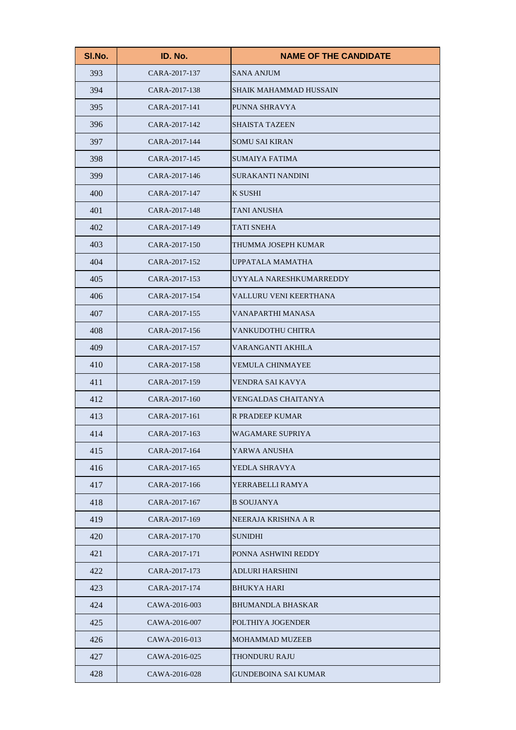| Sl.No. | ID. No. | NAME OF THE CANDIDATE |
|---|---|---|
| 393 | CARA-2017-137 | SANA ANJUM |
| 394 | CARA-2017-138 | SHAIK MAHAMMAD HUSSAIN |
| 395 | CARA-2017-141 | PUNNA SHRAVYA |
| 396 | CARA-2017-142 | SHAISTA TAZEEN |
| 397 | CARA-2017-144 | SOMU SAI KIRAN |
| 398 | CARA-2017-145 | SUMAIYA FATIMA |
| 399 | CARA-2017-146 | SURAKANTI NANDINI |
| 400 | CARA-2017-147 | K SUSHI |
| 401 | CARA-2017-148 | TANI ANUSHA |
| 402 | CARA-2017-149 | TATI SNEHA |
| 403 | CARA-2017-150 | THUMMA JOSEPH KUMAR |
| 404 | CARA-2017-152 | UPPATALA MAMATHA |
| 405 | CARA-2017-153 | UYYALA NARESHKUMARREDDY |
| 406 | CARA-2017-154 | VALLURU VENI KEERTHANA |
| 407 | CARA-2017-155 | VANAPARTHI MANASA |
| 408 | CARA-2017-156 | VANKUDOTHU CHITRA |
| 409 | CARA-2017-157 | VARANGANTI AKHILA |
| 410 | CARA-2017-158 | VEMULA CHINMAYEE |
| 411 | CARA-2017-159 | VENDRA SAI KAVYA |
| 412 | CARA-2017-160 | VENGALDAS CHAITANYA |
| 413 | CARA-2017-161 | R PRADEEP KUMAR |
| 414 | CARA-2017-163 | WAGAMARE SUPRIYA |
| 415 | CARA-2017-164 | YARWA ANUSHA |
| 416 | CARA-2017-165 | YEDLA SHRAVYA |
| 417 | CARA-2017-166 | YERRABELLI RAMYA |
| 418 | CARA-2017-167 | B SOUJANYA |
| 419 | CARA-2017-169 | NEERAJA KRISHNA A R |
| 420 | CARA-2017-170 | SUNIDHI |
| 421 | CARA-2017-171 | PONNA ASHWINI REDDY |
| 422 | CARA-2017-173 | ADLURI HARSHINI |
| 423 | CARA-2017-174 | BHUKYA HARI |
| 424 | CAWA-2016-003 | BHUMANDLA BHASKAR |
| 425 | CAWA-2016-007 | POLTHIYA JOGENDER |
| 426 | CAWA-2016-013 | MOHAMMAD MUZEEB |
| 427 | CAWA-2016-025 | THONDURU RAJU |
| 428 | CAWA-2016-028 | GUNDEBOINA SAI KUMAR |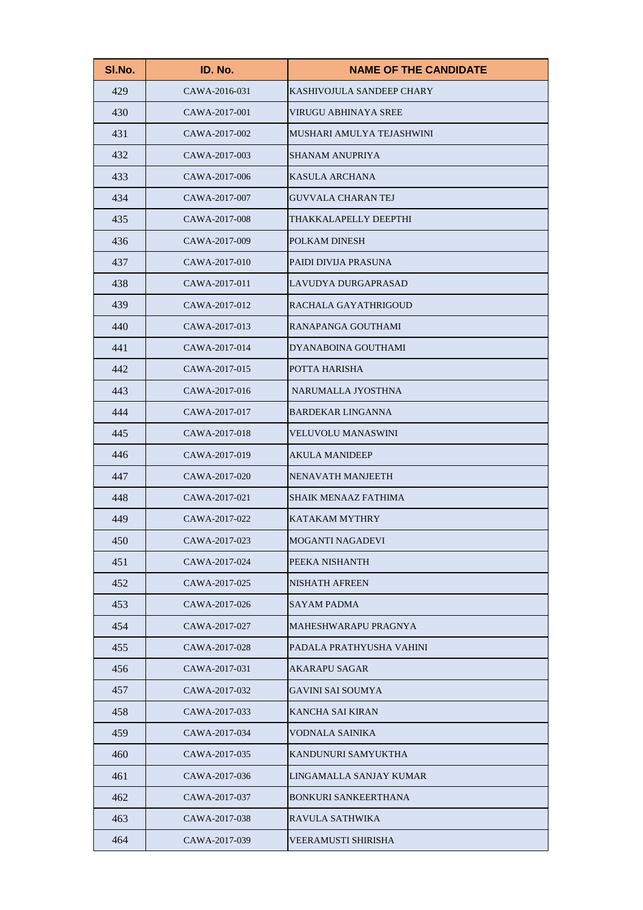| Sl.No. | ID. No. | NAME OF THE CANDIDATE |
|---|---|---|
| 429 | CAWA-2016-031 | KASHIVOJULA SANDEEP CHARY |
| 430 | CAWA-2017-001 | VIRUGU ABHINAYA SREE |
| 431 | CAWA-2017-002 | MUSHARI AMULYA TEJASHWINI |
| 432 | CAWA-2017-003 | SHANAM ANUPRIYA |
| 433 | CAWA-2017-006 | KASULA ARCHANA |
| 434 | CAWA-2017-007 | GUVVALA CHARAN TEJ |
| 435 | CAWA-2017-008 | THAKKALAPELLY DEEPTHI |
| 436 | CAWA-2017-009 | POLKAM DINESH |
| 437 | CAWA-2017-010 | PAIDI DIVIJA PRASUNA |
| 438 | CAWA-2017-011 | LAVUDYA DURGAPRASAD |
| 439 | CAWA-2017-012 | RACHALA GAYATHRIGOUD |
| 440 | CAWA-2017-013 | RANAPANGA GOUTHAMI |
| 441 | CAWA-2017-014 | DYANABOINA GOUTHAMI |
| 442 | CAWA-2017-015 | POTTA HARISHA |
| 443 | CAWA-2017-016 | NARUMALLA JYOSTHNA |
| 444 | CAWA-2017-017 | BARDEKAR LINGANNA |
| 445 | CAWA-2017-018 | VELUVOLU MANASWINI |
| 446 | CAWA-2017-019 | AKULA MANIDEEP |
| 447 | CAWA-2017-020 | NENAVATH MANJEETH |
| 448 | CAWA-2017-021 | SHAIK MENAAZ FATHIMA |
| 449 | CAWA-2017-022 | KATAKAM MYTHRY |
| 450 | CAWA-2017-023 | MOGANTI NAGADEVI |
| 451 | CAWA-2017-024 | PEEKA NISHANTH |
| 452 | CAWA-2017-025 | NISHATH AFREEN |
| 453 | CAWA-2017-026 | SAYAM PADMA |
| 454 | CAWA-2017-027 | MAHESHWARAPU PRAGNYA |
| 455 | CAWA-2017-028 | PADALA PRATHYUSHA VAHINI |
| 456 | CAWA-2017-031 | AKARAPU SAGAR |
| 457 | CAWA-2017-032 | GAVINI SAI SOUMYA |
| 458 | CAWA-2017-033 | KANCHA SAI KIRAN |
| 459 | CAWA-2017-034 | VODNALA SAINIKA |
| 460 | CAWA-2017-035 | KANDUNURI SAMYUKTHA |
| 461 | CAWA-2017-036 | LINGAMALLA SANJAY KUMAR |
| 462 | CAWA-2017-037 | BONKURI SANKEERTHANA |
| 463 | CAWA-2017-038 | RAVULA SATHWIKA |
| 464 | CAWA-2017-039 | VEERAMUSTI SHIRISHA |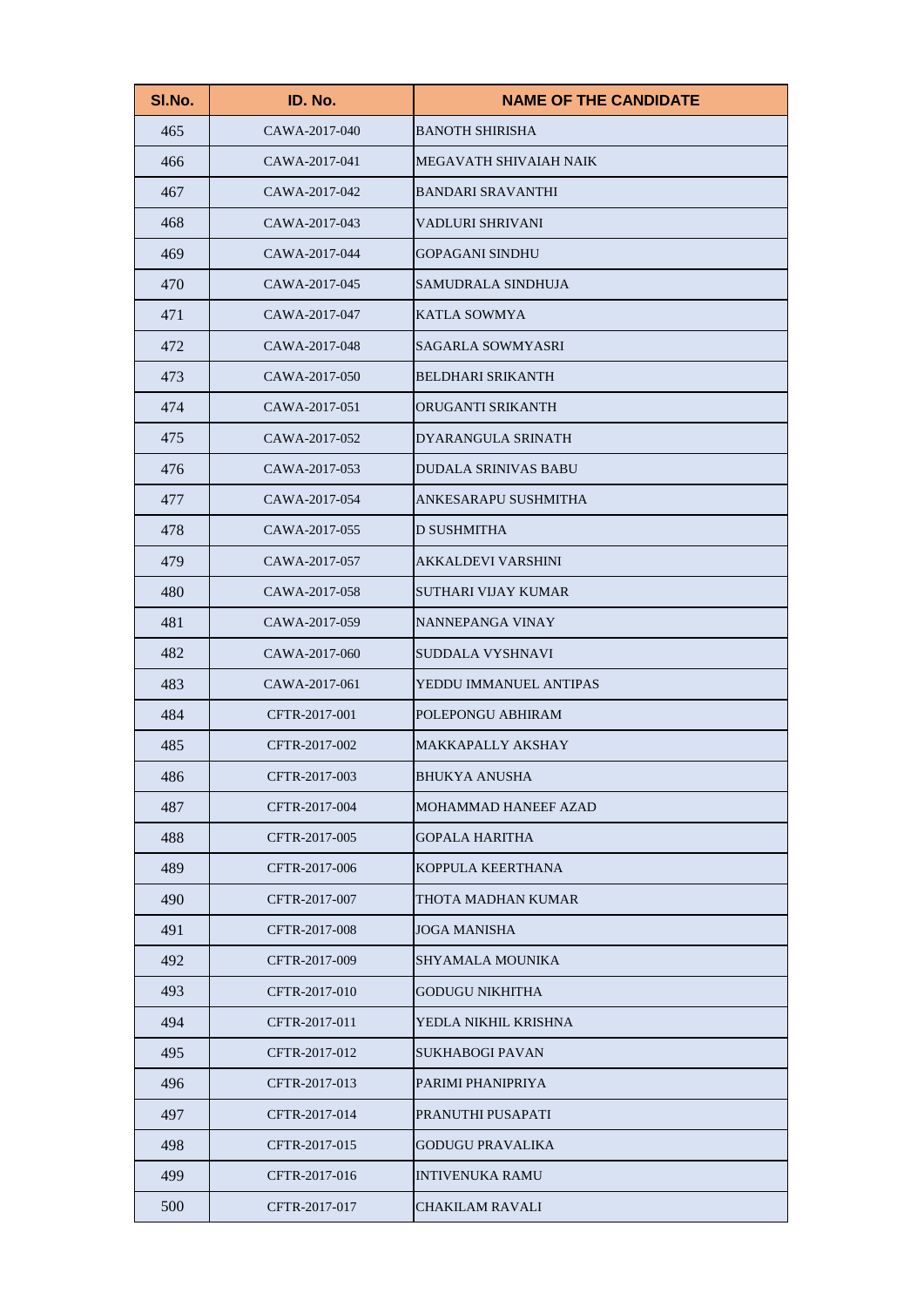| Sl.No. | ID. No. | NAME OF THE CANDIDATE |
|---|---|---|
| 465 | CAWA-2017-040 | BANOTH SHIRISHA |
| 466 | CAWA-2017-041 | MEGAVATH SHIVAIAH NAIK |
| 467 | CAWA-2017-042 | BANDARI SRAVANTHI |
| 468 | CAWA-2017-043 | VADLURI SHRIVANI |
| 469 | CAWA-2017-044 | GOPAGANI SINDHU |
| 470 | CAWA-2017-045 | SAMUDRALA SINDHUJA |
| 471 | CAWA-2017-047 | KATLA SOWMYA |
| 472 | CAWA-2017-048 | SAGARLA SOWMYASRI |
| 473 | CAWA-2017-050 | BELDHARI SRIKANTH |
| 474 | CAWA-2017-051 | ORUGANTI SRIKANTH |
| 475 | CAWA-2017-052 | DYARANGULA SRINATH |
| 476 | CAWA-2017-053 | DUDALA SRINIVAS BABU |
| 477 | CAWA-2017-054 | ANKESARAPU SUSHMITHA |
| 478 | CAWA-2017-055 | D SUSHMITHA |
| 479 | CAWA-2017-057 | AKKALDEVI VARSHINI |
| 480 | CAWA-2017-058 | SUTHARI VIJAY KUMAR |
| 481 | CAWA-2017-059 | NANNEPANGA VINAY |
| 482 | CAWA-2017-060 | SUDDALA VYSHNAVI |
| 483 | CAWA-2017-061 | YEDDU IMMANUEL ANTIPAS |
| 484 | CFTR-2017-001 | POLEPONGU ABHIRAM |
| 485 | CFTR-2017-002 | MAKKAPALLY AKSHAY |
| 486 | CFTR-2017-003 | BHUKYA ANUSHA |
| 487 | CFTR-2017-004 | MOHAMMAD HANEEF AZAD |
| 488 | CFTR-2017-005 | GOPALA HARITHA |
| 489 | CFTR-2017-006 | KOPPULA KEERTHANA |
| 490 | CFTR-2017-007 | THOTA MADHAN KUMAR |
| 491 | CFTR-2017-008 | JOGA MANISHA |
| 492 | CFTR-2017-009 | SHYAMALA MOUNIKA |
| 493 | CFTR-2017-010 | GODUGU NIKHITHA |
| 494 | CFTR-2017-011 | YEDLA NIKHIL KRISHNA |
| 495 | CFTR-2017-012 | SUKHABOGI PAVAN |
| 496 | CFTR-2017-013 | PARIMI PHANIPRIYA |
| 497 | CFTR-2017-014 | PRANUTHI PUSAPATI |
| 498 | CFTR-2017-015 | GODUGU PRAVALIKA |
| 499 | CFTR-2017-016 | INTIVENUKA RAMU |
| 500 | CFTR-2017-017 | CHAKILAM RAVALI |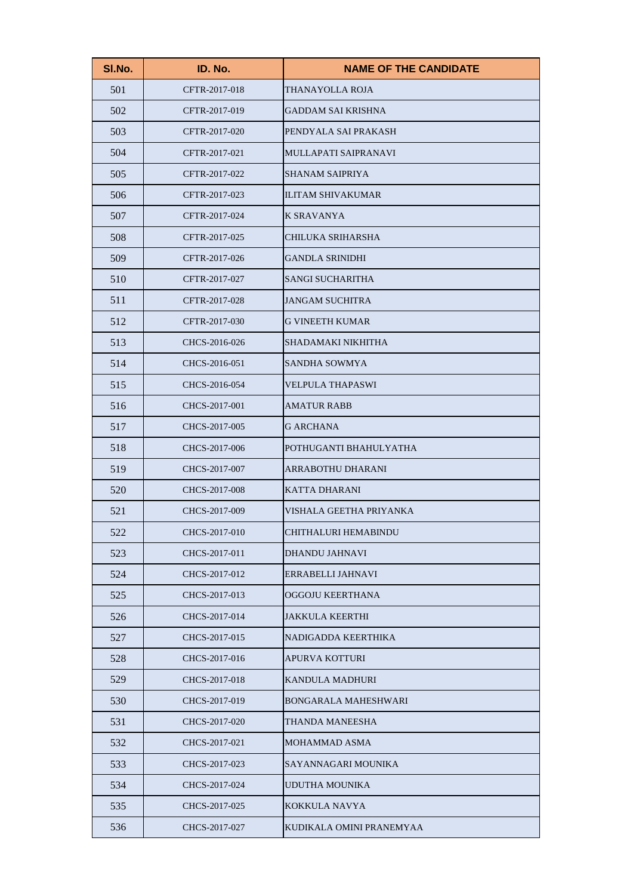| Sl.No. | ID. No. | NAME OF THE CANDIDATE |
|---|---|---|
| 501 | CFTR-2017-018 | THANAYOLLA ROJA |
| 502 | CFTR-2017-019 | GADDAM SAI KRISHNA |
| 503 | CFTR-2017-020 | PENDYALA SAI PRAKASH |
| 504 | CFTR-2017-021 | MULLAPATI SAIPRANAVI |
| 505 | CFTR-2017-022 | SHANAM SAIPRIYA |
| 506 | CFTR-2017-023 | ILITAM SHIVAKUMAR |
| 507 | CFTR-2017-024 | K SRAVANYA |
| 508 | CFTR-2017-025 | CHILUKA SRIHARSHA |
| 509 | CFTR-2017-026 | GANDLA SRINIDHI |
| 510 | CFTR-2017-027 | SANGI SUCHARITHA |
| 511 | CFTR-2017-028 | JANGAM SUCHITRA |
| 512 | CFTR-2017-030 | G VINEETH KUMAR |
| 513 | CHCS-2016-026 | SHADAMAKI NIKHITHA |
| 514 | CHCS-2016-051 | SANDHA SOWMYA |
| 515 | CHCS-2016-054 | VELPULA THAPASWI |
| 516 | CHCS-2017-001 | AMATUR RABB |
| 517 | CHCS-2017-005 | G ARCHANA |
| 518 | CHCS-2017-006 | POTHUGANTI BHAHULYATHA |
| 519 | CHCS-2017-007 | ARRABOTHU DHARANI |
| 520 | CHCS-2017-008 | KATTA DHARANI |
| 521 | CHCS-2017-009 | VISHALA GEETHA PRIYANKA |
| 522 | CHCS-2017-010 | CHITHALURI HEMABINDU |
| 523 | CHCS-2017-011 | DHANDU JAHNAVI |
| 524 | CHCS-2017-012 | ERRABELLI JAHNAVI |
| 525 | CHCS-2017-013 | OGGOJU KEERTHANA |
| 526 | CHCS-2017-014 | JAKKULA KEERTHI |
| 527 | CHCS-2017-015 | NADIGADDA KEERTHIKA |
| 528 | CHCS-2017-016 | APURVA KOTTURI |
| 529 | CHCS-2017-018 | KANDULA MADHURI |
| 530 | CHCS-2017-019 | BONGARALA MAHESHWARI |
| 531 | CHCS-2017-020 | THANDA MANEESHA |
| 532 | CHCS-2017-021 | MOHAMMAD ASMA |
| 533 | CHCS-2017-023 | SAYANNAGARI MOUNIKA |
| 534 | CHCS-2017-024 | UDUTHA MOUNIKA |
| 535 | CHCS-2017-025 | KOKKULA NAVYA |
| 536 | CHCS-2017-027 | KUDIKALA OMINI PRANEMYAA |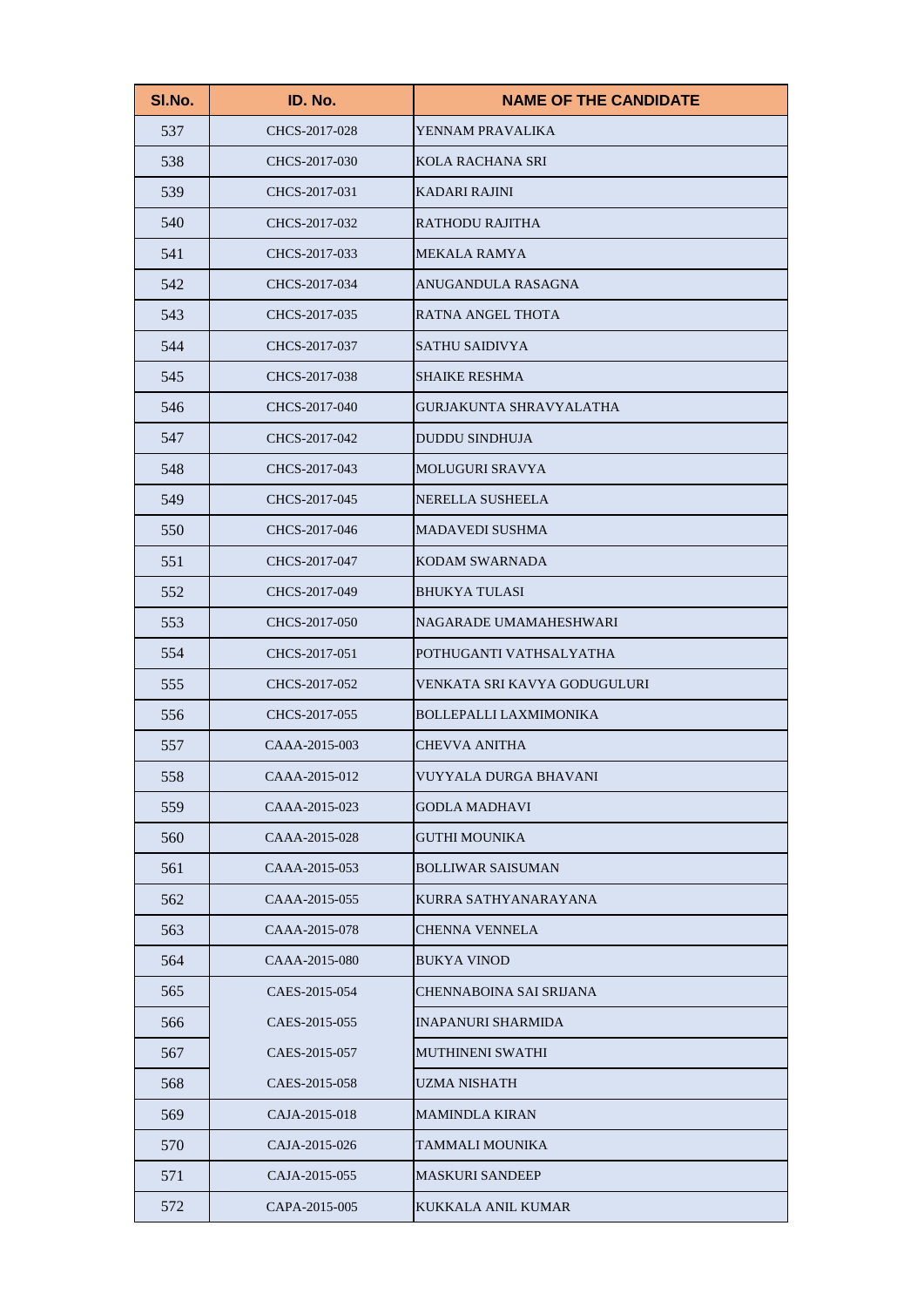| Sl.No. | ID. No. | NAME OF THE CANDIDATE |
|---|---|---|
| 537 | CHCS-2017-028 | YENNAM PRAVALIKA |
| 538 | CHCS-2017-030 | KOLA RACHANA SRI |
| 539 | CHCS-2017-031 | KADARI RAJINI |
| 540 | CHCS-2017-032 | RATHODU RAJITHA |
| 541 | CHCS-2017-033 | MEKALA RAMYA |
| 542 | CHCS-2017-034 | ANUGANDULA RASAGNA |
| 543 | CHCS-2017-035 | RATNA ANGEL THOTA |
| 544 | CHCS-2017-037 | SATHU SAIDIVYA |
| 545 | CHCS-2017-038 | SHAIKE RESHMA |
| 546 | CHCS-2017-040 | GURJAKUNTA SHRAVYALATHA |
| 547 | CHCS-2017-042 | DUDDU SINDHUJA |
| 548 | CHCS-2017-043 | MOLUGURI SRAVYA |
| 549 | CHCS-2017-045 | NERELLA SUSHEELA |
| 550 | CHCS-2017-046 | MADAVEDI SUSHMA |
| 551 | CHCS-2017-047 | KODAM SWARNADA |
| 552 | CHCS-2017-049 | BHUKYA TULASI |
| 553 | CHCS-2017-050 | NAGARADE UMAMAHESHWARI |
| 554 | CHCS-2017-051 | POTHUGANTI VATHSALYATHA |
| 555 | CHCS-2017-052 | VENKATA SRI KAVYA GODUGULURI |
| 556 | CHCS-2017-055 | BOLLEPALLI LAXMIMONIKA |
| 557 | CAAA-2015-003 | CHEVVA ANITHA |
| 558 | CAAA-2015-012 | VUYYALA DURGA BHAVANI |
| 559 | CAAA-2015-023 | GODLA MADHAVI |
| 560 | CAAA-2015-028 | GUTHI MOUNIKA |
| 561 | CAAA-2015-053 | BOLLIWAR SAISUMAN |
| 562 | CAAA-2015-055 | KURRA SATHYANARAYANA |
| 563 | CAAA-2015-078 | CHENNA VENNELA |
| 564 | CAAA-2015-080 | BUKYA VINOD |
| 565 | CAES-2015-054 | CHENNABOINA SAI SRIJANA |
| 566 | CAES-2015-055 | INAPANURI SHARMIDA |
| 567 | CAES-2015-057 | MUTHINENI SWATHI |
| 568 | CAES-2015-058 | UZMA NISHATH |
| 569 | CAJA-2015-018 | MAMINDLA KIRAN |
| 570 | CAJA-2015-026 | TAMMALI MOUNIKA |
| 571 | CAJA-2015-055 | MASKURI SANDEEP |
| 572 | CAPA-2015-005 | KUKKALA ANIL KUMAR |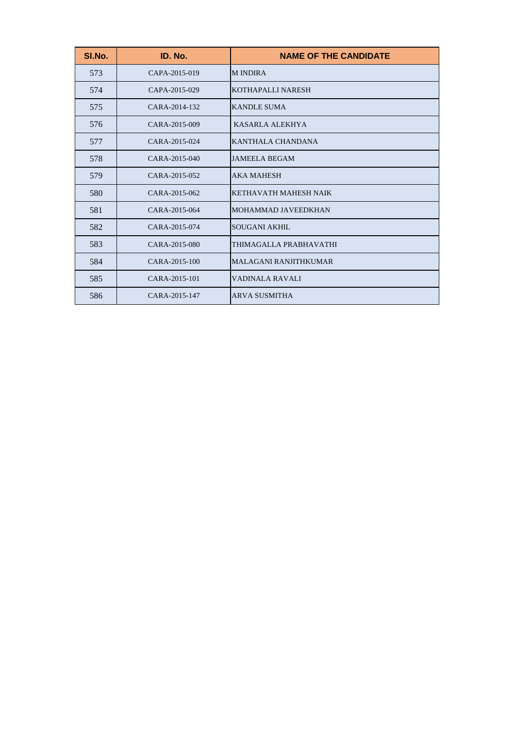| Sl.No. | ID. No. | NAME OF THE CANDIDATE |
|---|---|---|
| 573 | CAPA-2015-019 | M INDIRA |
| 574 | CAPA-2015-029 | KOTHAPALLI NARESH |
| 575 | CARA-2014-132 | KANDLE SUMA |
| 576 | CARA-2015-009 | KASARLA ALEKHYA |
| 577 | CARA-2015-024 | KANTHALA CHANDANA |
| 578 | CARA-2015-040 | JAMEELA BEGAM |
| 579 | CARA-2015-052 | AKA MAHESH |
| 580 | CARA-2015-062 | KETHAVATH MAHESH NAIK |
| 581 | CARA-2015-064 | MOHAMMAD JAVEEDKHAN |
| 582 | CARA-2015-074 | SOUGANI AKHIL |
| 583 | CARA-2015-080 | THIMAGALLA PRABHAVATHI |
| 584 | CARA-2015-100 | MALAGANI RANJITHKUMAR |
| 585 | CARA-2015-101 | VADINALA RAVALI |
| 586 | CARA-2015-147 | ARVA SUSMITHA |